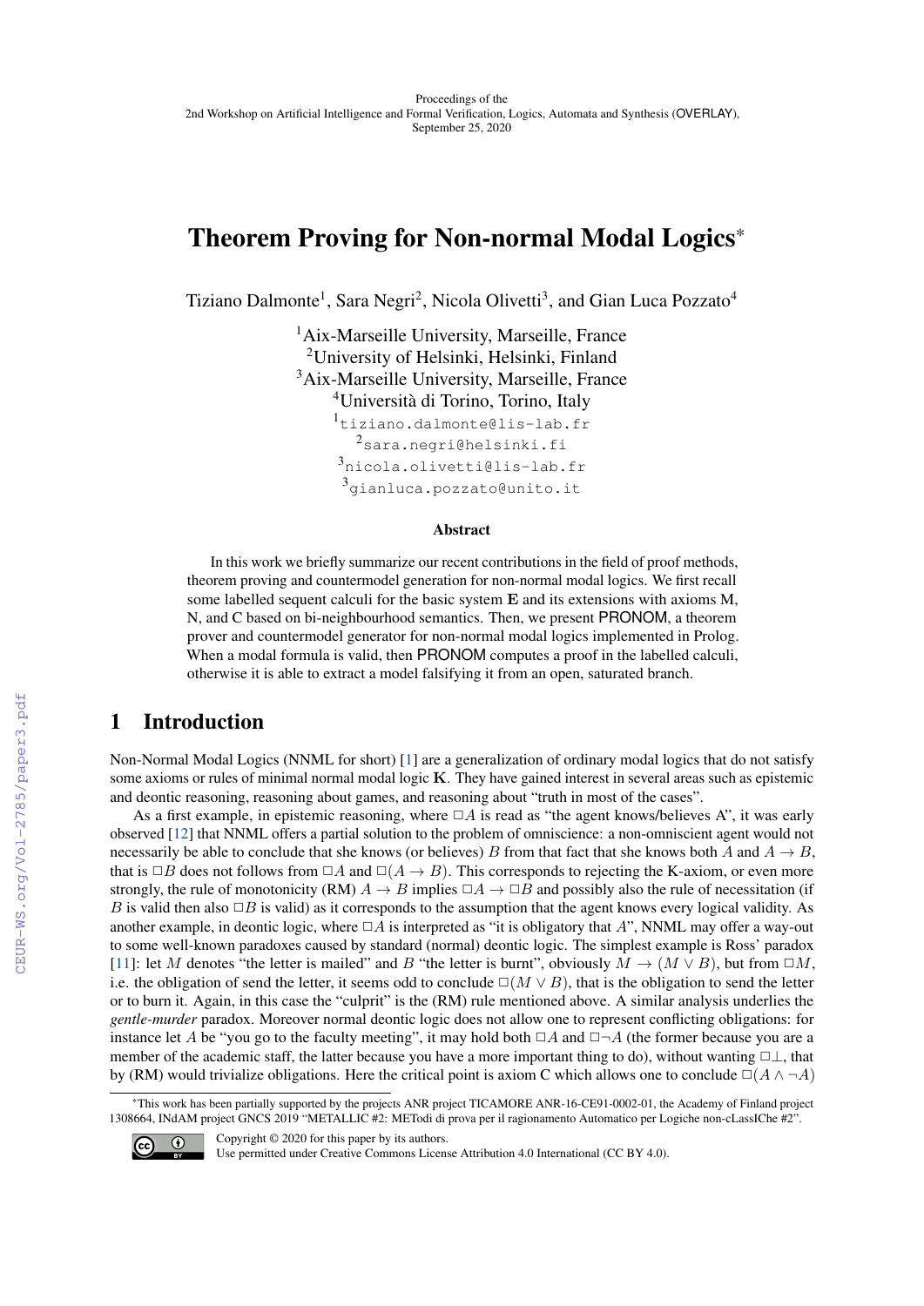Proceedings of the
2nd Workshop on Artificial Intelligence and Formal Verification, Logics, Automata and Synthesis (OVERLAY),
September 25, 2020

# Theorem Proving for Non-normal Modal Logics*

Tiziano Dalmonte[1], Sara Negri[2], Nicola Olivetti[3], and Gian Luca Pozzato[4]

[1]Aix-Marseille University, Marseille, France
[2]University of Helsinki, Helsinki, Finland
[3]Aix-Marseille University, Marseille, France
[4]Università di Torino, Torino, Italy
[1]tiziano.dalmonte@lis-lab.fr
[2]sara.negri@helsinki.fi
[3]nicola.olivetti@lis-lab.fr
[3]gianluca.pozzato@unito.it

**Abstract**

In this work we briefly summarize our recent contributions in the field of proof methods, theorem proving and countermodel generation for non-normal modal logics. We first recall some labelled sequent calculi for the basic system **E** and its extensions with axioms M, N, and C based on bi-neighbourhood semantics. Then, we present PRONOM, a theorem prover and countermodel generator for non-normal modal logics implemented in Prolog. When a modal formula is valid, then PRONOM computes a proof in the labelled calculi, otherwise it is able to extract a model falsifying it from an open, saturated branch.

## 1 Introduction

Non-Normal Modal Logics (NNML for short) [1] are a generalization of ordinary modal logics that do not satisfy some axioms or rules of minimal normal modal logic **K**. They have gained interest in several areas such as epistemic and deontic reasoning, reasoning about games, and reasoning about "truth in most of the cases".

As a first example, in epistemic reasoning, where $\Box A$ is read as "the agent knows/believes A", it was early observed [12] that NNML offers a partial solution to the problem of omniscience: a non-omniscient agent would not necessarily be able to conclude that she knows (or believes) $B$ from that fact that she knows both $A$ and $A \rightarrow B$, that is $\Box B$ does not follows from $\Box A$ and $\Box(A \rightarrow B)$. This corresponds to rejecting the K-axiom, or even more strongly, the rule of monotonicity (RM) $A \rightarrow B$ implies $\Box A \rightarrow \Box B$ and possibly also the rule of necessitation (if $B$ is valid then also $\Box B$ is valid) as it corresponds to the assumption that the agent knows every logical validity. As another example, in deontic logic, where $\Box A$ is interpreted as "it is obligatory that $A$", NNML may offer a way-out to some well-known paradoxes caused by standard (normal) deontic logic. The simplest example is Ross' paradox [11]: let $M$ denotes "the letter is mailed" and $B$ "the letter is burnt", obviously $M \rightarrow (M \vee B)$, but from $\Box M$, i.e. the obligation of send the letter, it seems odd to conclude $\Box(M \vee B)$, that is the obligation to send the letter or to burn it. Again, in this case the "culprit" is the (RM) rule mentioned above. A similar analysis underlies the *gentle-murder* paradox. Moreover normal deontic logic does not allow one to represent conflicting obligations: for instance let $A$ be "you go to the faculty meeting", it may hold both $\Box A$ and $\Box\neg A$ (the former because you are a member of the academic staff, the latter because you have a more important thing to do), without wanting $\Box\bot$, that by (RM) would trivialize obligations. Here the critical point is axiom C which allows one to conclude $\Box(A \wedge \neg A)$

*This work has been partially supported by the projects ANR project TICAMORE ANR-16-CE91-0002-01, the Academy of Finland project 1308664, INdAM project GNCS 2019 "METALLIC #2: METodi di prova per il ragionamento Automatico per Logiche non-cLassIChe #2".

Copyright © 2020 for this paper by its authors.
Use permitted under Creative Commons License Attribution 4.0 International (CC BY 4.0).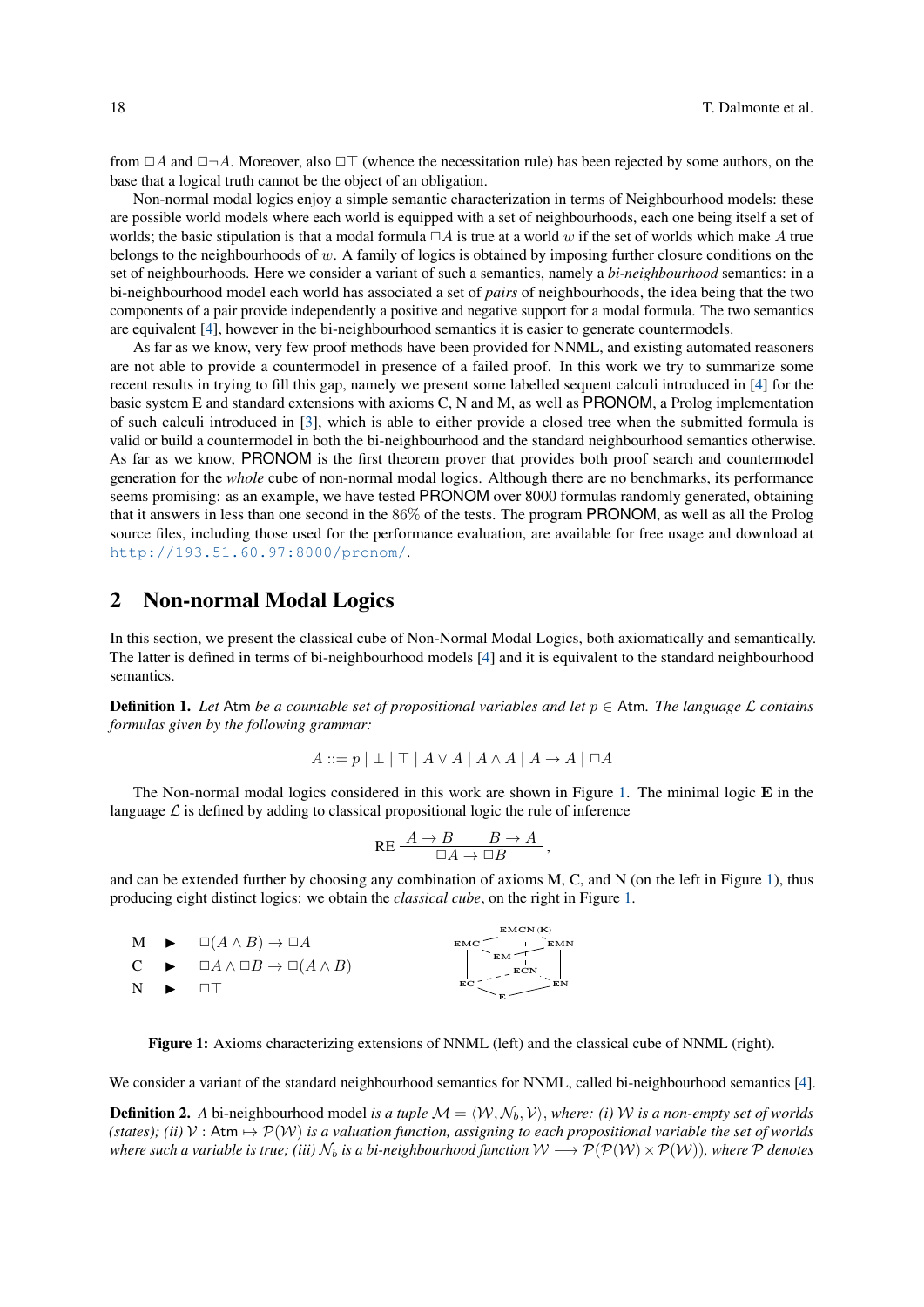from $\Box A$ and $\Box\neg A$. Moreover, also $\Box\top$ (whence the necessitation rule) has been rejected by some authors, on the base that a logical truth cannot be the object of an obligation.

Non-normal modal logics enjoy a simple semantic characterization in terms of Neighbourhood models: these are possible world models where each world is equipped with a set of neighbourhoods, each one being itself a set of worlds; the basic stipulation is that a modal formula $\Box A$ is true at a world $w$ if the set of worlds which make $A$ true belongs to the neighbourhoods of $w$. A family of logics is obtained by imposing further closure conditions on the set of neighbourhoods. Here we consider a variant of such a semantics, namely a *bi-neighbourhood* semantics: in a bi-neighbourhood model each world has associated a set of *pairs* of neighbourhoods, the idea being that the two components of a pair provide independently a positive and negative support for a modal formula. The two semantics are equivalent [4], however in the bi-neighbourhood semantics it is easier to generate countermodels.

As far as we know, very few proof methods have been provided for NNML, and existing automated reasoners are not able to provide a countermodel in presence of a failed proof. In this work we try to summarize some recent results in trying to fill this gap, namely we present some labelled sequent calculi introduced in [4] for the basic system E and standard extensions with axioms C, N and M, as well as PRONOM, a Prolog implementation of such calculi introduced in [3], which is able to either provide a closed tree when the submitted formula is valid or build a countermodel in both the bi-neighbourhood and the standard neighbourhood semantics otherwise. As far as we know, PRONOM is the first theorem prover that provides both proof search and countermodel generation for the *whole* cube of non-normal modal logics. Although there are no benchmarks, its performance seems promising: as an example, we have tested PRONOM over 8000 formulas randomly generated, obtaining that it answers in less than one second in the $86\%$ of the tests. The program PRONOM, as well as all the Prolog source files, including those used for the performance evaluation, are available for free usage and download at http://193.51.60.97:8000/pronom/.

## 2 Non-normal Modal Logics

In this section, we present the classical cube of Non-Normal Modal Logics, both axiomatically and semantically. The latter is defined in terms of bi-neighbourhood models [4] and it is equivalent to the standard neighbourhood semantics.

**Definition 1.** *Let* Atm *be a countable set of propositional variables and let $p \in$ Atm. The language $\mathcal{L}$ contains formulas given by the following grammar:*

$$A ::= p \mid \bot \mid \top \mid A \vee A \mid A \wedge A \mid A \rightarrow A \mid \Box A$$

The Non-normal modal logics considered in this work are shown in Figure 1. The minimal logic **E** in the language $\mathcal{L}$ is defined by adding to classical propositional logic the rule of inference

$$\text{RE}\ \frac{A \rightarrow B \qquad B \rightarrow A}{\Box A \rightarrow \Box B},$$

and can be extended further by choosing any combination of axioms M, C, and N (on the left in Figure 1), thus producing eight distinct logics: we obtain the *classical cube*, on the right in Figure 1.

M ► $\Box(A \wedge B) \rightarrow \Box A$

C ► $\Box A \wedge \Box B \rightarrow \Box(A \wedge B)$

N ► $\Box\top$

EMCN(K), EMC, EMN, EM, ECN, EC, EN, E

Figure 1: Axioms characterizing extensions of NNML (left) and the classical cube of NNML (right).

We consider a variant of the standard neighbourhood semantics for NNML, called bi-neighbourhood semantics [4].

**Definition 2.** *A* bi-neighbourhood model *is a tuple $\mathcal{M} = \langle \mathcal{W}, \mathcal{N}_b, \mathcal{V} \rangle$, where: (i) $\mathcal{W}$ is a non-empty set of worlds (states); (ii) $\mathcal{V}$ : Atm $\mapsto \mathcal{P}(\mathcal{W})$ is a valuation function, assigning to each propositional variable the set of worlds where such a variable is true; (iii) $\mathcal{N}_b$ is a bi-neighbourhood function $\mathcal{W} \longrightarrow \mathcal{P}(\mathcal{P}(\mathcal{W}) \times \mathcal{P}(\mathcal{W}))$, where $\mathcal{P}$ denotes*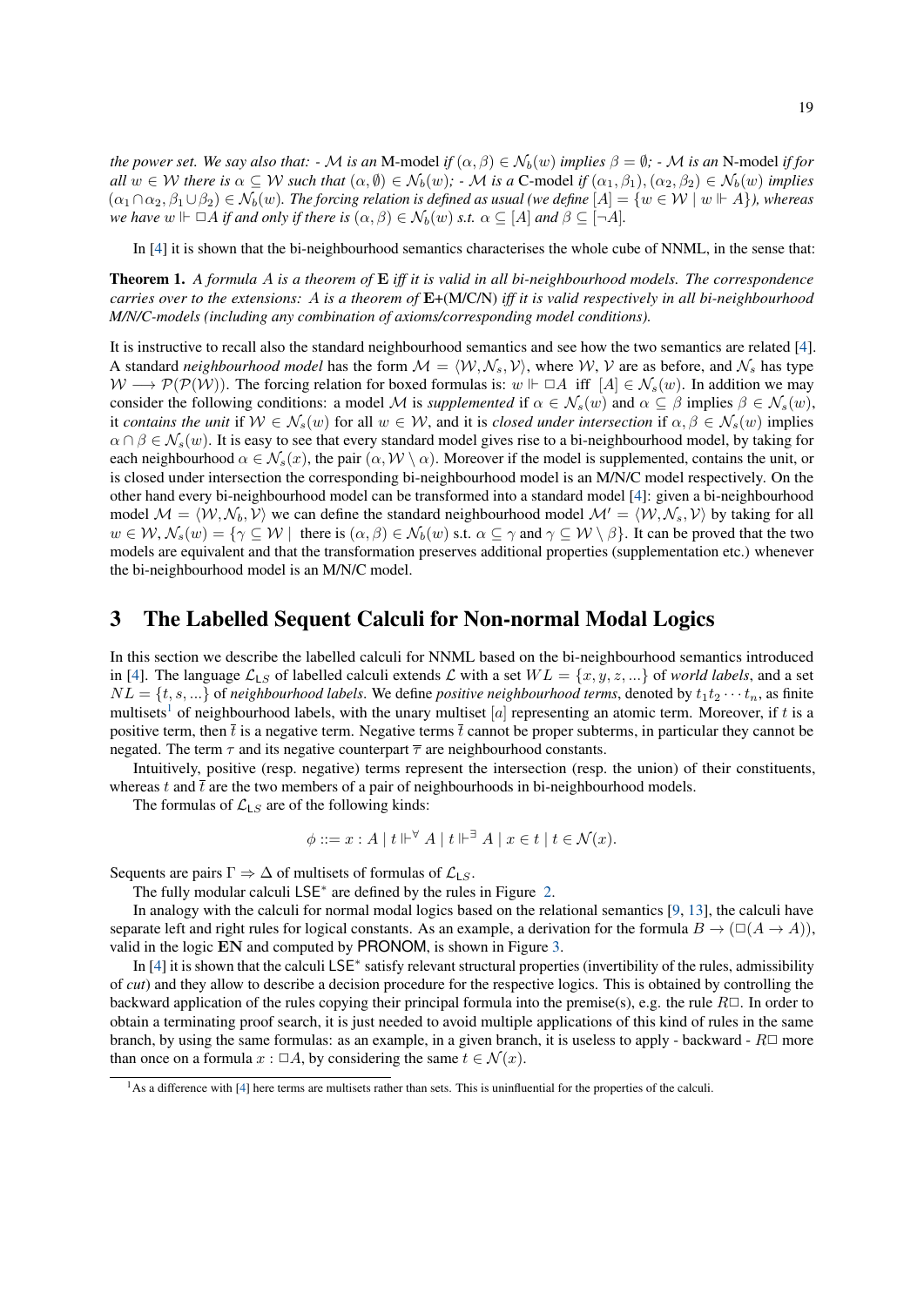*the power set. We say also that: - $\mathcal{M}$ is an* M-model *if $(\alpha, \beta) \in \mathcal{N}_b(w)$ implies $\beta = \emptyset$; - $\mathcal{M}$ is an* N-model *if for all $w \in \mathcal{W}$ there is $\alpha \subseteq \mathcal{W}$ such that $(\alpha, \emptyset) \in \mathcal{N}_b(w)$; - $\mathcal{M}$ is a* C-model *if $(\alpha_1, \beta_1), (\alpha_2, \beta_2) \in \mathcal{N}_b(w)$ implies $(\alpha_1 \cap \alpha_2, \beta_1 \cup \beta_2) \in \mathcal{N}_b(w)$. The forcing relation is defined as usual (we define $[A] = \{w \in \mathcal{W} \mid w \Vdash A\}$), whereas we have $w \Vdash \Box A$ if and only if there is $(\alpha, \beta) \in \mathcal{N}_b(w)$ s.t. $\alpha \subseteq [A]$ and $\beta \subseteq [\neg A]$.*

In [4] it is shown that the bi-neighbourhood semantics characterises the whole cube of NNML, in the sense that:

**Theorem 1.** *A formula $A$ is a theorem of* **E** *iff it is valid in all bi-neighbourhood models. The correspondence carries over to the extensions: $A$ is a theorem of* **E**+(M/C/N) *iff it is valid respectively in all bi-neighbourhood M/N/C-models (including any combination of axioms/corresponding model conditions).*

It is instructive to recall also the standard neighbourhood semantics and see how the two semantics are related [4]. A standard *neighbourhood model* has the form $\mathcal{M} = \langle \mathcal{W}, \mathcal{N}_s, \mathcal{V} \rangle$, where $\mathcal{W}$, $\mathcal{V}$ are as before, and $\mathcal{N}_s$ has type $\mathcal{W} \longrightarrow \mathcal{P}(\mathcal{P}(\mathcal{W}))$. The forcing relation for boxed formulas is: $w \Vdash \Box A$ iff $[A] \in \mathcal{N}_s(w)$. In addition we may consider the following conditions: a model $\mathcal{M}$ is *supplemented* if $\alpha \in \mathcal{N}_s(w)$ and $\alpha \subseteq \beta$ implies $\beta \in \mathcal{N}_s(w)$, it *contains the unit* if $\mathcal{W} \in \mathcal{N}_s(w)$ for all $w \in \mathcal{W}$, and it is *closed under intersection* if $\alpha, \beta \in \mathcal{N}_s(w)$ implies $\alpha \cap \beta \in \mathcal{N}_s(w)$. It is easy to see that every standard model gives rise to a bi-neighbourhood model, by taking for each neighbourhood $\alpha \in \mathcal{N}_s(x)$, the pair $(\alpha, \mathcal{W} \setminus \alpha)$. Moreover if the model is supplemented, contains the unit, or is closed under intersection the corresponding bi-neighbourhood model is an M/N/C model respectively. On the other hand every bi-neighbourhood model can be transformed into a standard model [4]: given a bi-neighbourhood model $\mathcal{M} = \langle \mathcal{W}, \mathcal{N}_b, \mathcal{V} \rangle$ we can define the standard neighbourhood model $\mathcal{M}' = \langle \mathcal{W}, \mathcal{N}_s, \mathcal{V} \rangle$ by taking for all $w \in \mathcal{W}$, $\mathcal{N}_s(w) = \{\gamma \subseteq \mathcal{W} \mid$ there is $(\alpha, \beta) \in \mathcal{N}_b(w)$ s.t. $\alpha \subseteq \gamma$ and $\gamma \subseteq \mathcal{W} \setminus \beta\}$. It can be proved that the two models are equivalent and that the transformation preserves additional properties (supplementation etc.) whenever the bi-neighbourhood model is an M/N/C model.

## 3 The Labelled Sequent Calculi for Non-normal Modal Logics

In this section we describe the labelled calculi for NNML based on the bi-neighbourhood semantics introduced in [4]. The language $\mathcal{L}_{\mathsf{LS}}$ of labelled calculi extends $\mathcal{L}$ with a set $WL = \{x, y, z, ...\}$ of *world labels*, and a set $NL = \{t, s, ...\}$ of *neighbourhood labels*. We define *positive neighbourhood terms*, denoted by $t_1 t_2 \cdots t_n$, as finite multisets[1] of neighbourhood labels, with the unary multiset $[a]$ representing an atomic term. Moreover, if $t$ is a positive term, then $\bar{t}$ is a negative term. Negative terms $\bar{t}$ cannot be proper subterms, in particular they cannot be negated. The term $\tau$ and its negative counterpart $\bar{\tau}$ are neighbourhood constants.

Intuitively, positive (resp. negative) terms represent the intersection (resp. the union) of their constituents, whereas $t$ and $\bar{t}$ are the two members of a pair of neighbourhoods in bi-neighbourhood models.

The formulas of $\mathcal{L}_{\mathsf{LS}}$ are of the following kinds:

$$\phi ::= x : A \mid t \Vdash^{\forall} A \mid t \Vdash^{\exists} A \mid x \in t \mid t \in \mathcal{N}(x).$$

Sequents are pairs $\Gamma \Rightarrow \Delta$ of multisets of formulas of $\mathcal{L}_{\mathsf{LS}}$.

The fully modular calculi $\mathsf{LSE}^*$ are defined by the rules in Figure 2.

In analogy with the calculi for normal modal logics based on the relational semantics [9, 13], the calculi have separate left and right rules for logical constants. As an example, a derivation for the formula $B \to (\Box(A \to A))$, valid in the logic **EN** and computed by PRONOM, is shown in Figure 3.

In [4] it is shown that the calculi $\mathsf{LSE}^*$ satisfy relevant structural properties (invertibility of the rules, admissibility of *cut*) and they allow to describe a decision procedure for the respective logics. This is obtained by controlling the backward application of the rules copying their principal formula into the premise(s), e.g. the rule $R\Box$. In order to obtain a terminating proof search, it is just needed to avoid multiple applications of this kind of rules in the same branch, by using the same formulas: as an example, in a given branch, it is useless to apply - backward - $R\Box$ more than once on a formula $x : \Box A$, by considering the same $t \in \mathcal{N}(x)$.

[1] As a difference with [4] here terms are multisets rather than sets. This is uninfluential for the properties of the calculi.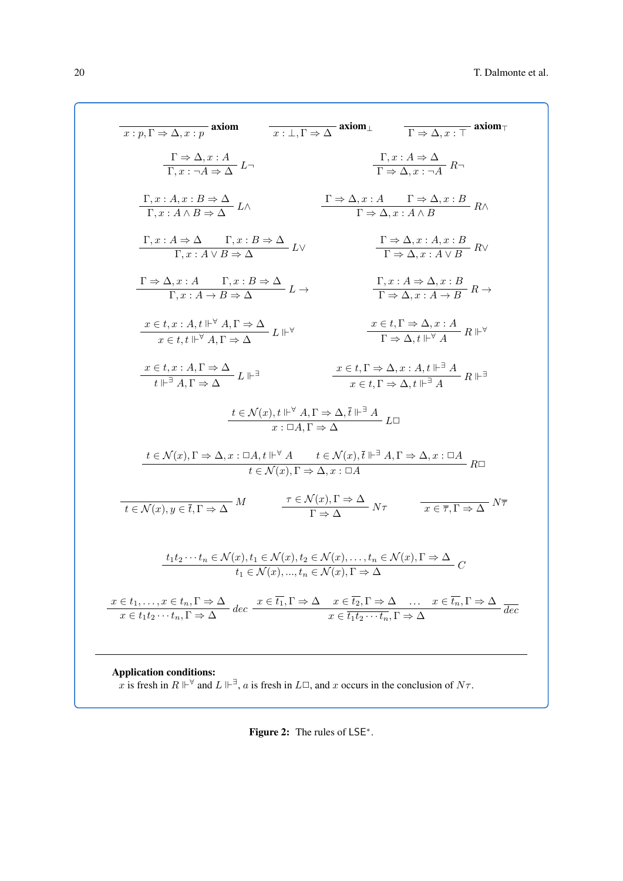$$\frac{}{x : p, \Gamma \Rightarrow \Delta, x : p}\ \textbf{axiom} \qquad \frac{}{x : \bot, \Gamma \Rightarrow \Delta}\ \textbf{axiom}_\bot \qquad \frac{}{\Gamma \Rightarrow \Delta, x : \top}\ \textbf{axiom}_\top$$

$$\frac{\Gamma \Rightarrow \Delta, x : A}{\Gamma, x : \neg A \Rightarrow \Delta}\ L\neg \qquad \frac{\Gamma, x : A \Rightarrow \Delta}{\Gamma \Rightarrow \Delta, x : \neg A}\ R\neg$$

$$\frac{\Gamma, x : A, x : B \Rightarrow \Delta}{\Gamma, x : A \wedge B \Rightarrow \Delta}\ L\wedge \qquad \frac{\Gamma \Rightarrow \Delta, x : A \quad \Gamma \Rightarrow \Delta, x : B}{\Gamma \Rightarrow \Delta, x : A \wedge B}\ R\wedge$$

$$\frac{\Gamma, x : A \Rightarrow \Delta \quad \Gamma, x : B \Rightarrow \Delta}{\Gamma, x : A \vee B \Rightarrow \Delta}\ L\vee \qquad \frac{\Gamma \Rightarrow \Delta, x : A, x : B}{\Gamma \Rightarrow \Delta, x : A \vee B}\ R\vee$$

$$\frac{\Gamma \Rightarrow \Delta, x : A \quad \Gamma, x : B \Rightarrow \Delta}{\Gamma, x : A \rightarrow B \Rightarrow \Delta}\ L\rightarrow \qquad \frac{\Gamma, x : A \Rightarrow \Delta, x : B}{\Gamma \Rightarrow \Delta, x : A \rightarrow B}\ R\rightarrow$$

$$\frac{x \in t, x : A, t \Vdash^{\forall} A, \Gamma \Rightarrow \Delta}{x \in t, t \Vdash^{\forall} A, \Gamma \Rightarrow \Delta}\ L\Vdash^{\forall} \qquad \frac{x \in t, \Gamma \Rightarrow \Delta, x : A}{\Gamma \Rightarrow \Delta, t \Vdash^{\forall} A}\ R\Vdash^{\forall}$$

$$\frac{x \in t, x : A, \Gamma \Rightarrow \Delta}{t \Vdash^{\exists} A, \Gamma \Rightarrow \Delta}\ L\Vdash^{\exists} \qquad \frac{x \in t, \Gamma \Rightarrow \Delta, x : A, t \Vdash^{\exists} A}{x \in t, \Gamma \Rightarrow \Delta, t \Vdash^{\exists} A}\ R\Vdash^{\exists}$$

$$\frac{t \in \mathcal{N}(x), t \Vdash^{\forall} A, \Gamma \Rightarrow \Delta, \bar{t} \Vdash^{\exists} A}{x : \Box A, \Gamma \Rightarrow \Delta}\ L\Box$$

$$\frac{t \in \mathcal{N}(x), \Gamma \Rightarrow \Delta, x : \Box A, t \Vdash^{\forall} A \qquad t \in \mathcal{N}(x), \bar{t} \Vdash^{\exists} A, \Gamma \Rightarrow \Delta, x : \Box A}{t \in \mathcal{N}(x), \Gamma \Rightarrow \Delta, x : \Box A}\ R\Box$$

$$\frac{}{t \in \mathcal{N}(x), y \in \bar{t}, \Gamma \Rightarrow \Delta}\ M \qquad \frac{\tau \in \mathcal{N}(x), \Gamma \Rightarrow \Delta}{\Gamma \Rightarrow \Delta}\ N\tau \qquad \frac{}{x \in \overline{\tau}, \Gamma \Rightarrow \Delta}\ N\overline{\tau}$$

$$\frac{t_1 t_2 \cdots t_n \in \mathcal{N}(x), t_1 \in \mathcal{N}(x), t_2 \in \mathcal{N}(x), \ldots, t_n \in \mathcal{N}(x), \Gamma \Rightarrow \Delta}{t_1 \in \mathcal{N}(x), ..., t_n \in \mathcal{N}(x), \Gamma \Rightarrow \Delta}\ C$$

$$\frac{x \in t_1, \ldots, x \in t_n, \Gamma \Rightarrow \Delta}{x \in t_1 t_2 \cdots t_n, \Gamma \Rightarrow \Delta}\ dec \qquad \frac{x \in \overline{t_1}, \Gamma \Rightarrow \Delta \quad x \in \overline{t_2}, \Gamma \Rightarrow \Delta \quad \ldots \quad x \in \overline{t_n}, \Gamma \Rightarrow \Delta}{x \in \overline{t_1 t_2 \cdots t_n}, \Gamma \Rightarrow \Delta}\ \overline{dec}$$

**Application conditions:**
$x$ is fresh in $R \Vdash^{\forall}$ and $L \Vdash^{\exists}$, $a$ is fresh in $L\Box$, and $x$ occurs in the conclusion of $N\tau$.

**Figure 2:** The rules of $\mathsf{LSE}^*$.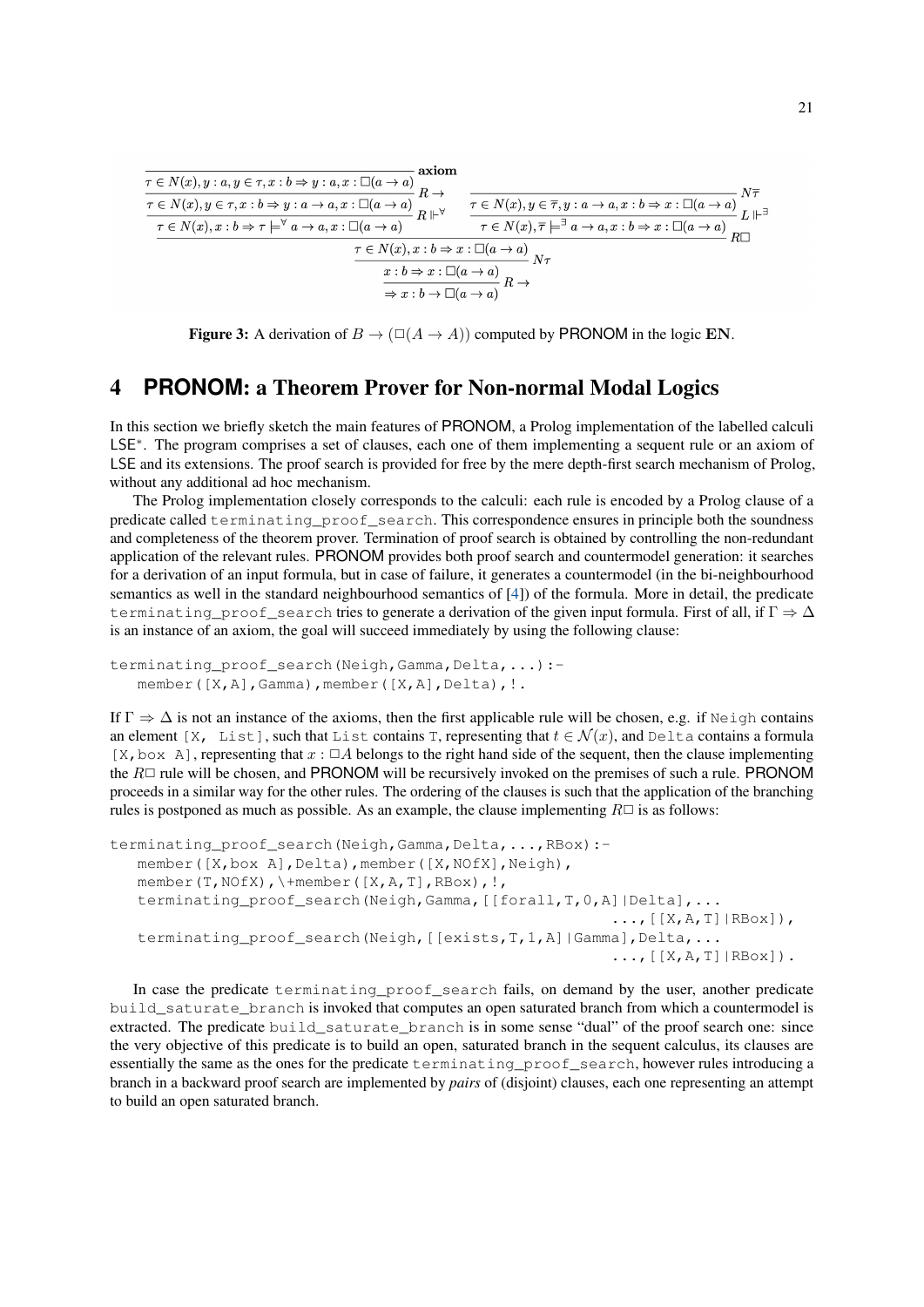$$
\dfrac{
\dfrac{
\dfrac{
\dfrac{}{\tau \in N(x), y : a, y \in \tau, x : b \Rightarrow y : a, x : \Box(a \to a)}\ \textbf{axiom}
}{\tau \in N(x), y \in \tau, x : b \Rightarrow y : a \to a, x : \Box(a \to a)}\ R\to
}{\tau \in N(x), x : b \Rightarrow \tau \models^{\forall} a \to a, x : \Box(a \to a)}\ R \Vdash^{\forall}
\qquad
\dfrac{
\dfrac{}{\tau \in N(x), y \in \overline{\tau}, y : a \to a, x : b \Rightarrow x : \Box(a \to a)}\ N\overline{\tau}
}{\tau \in N(x), \overline{\tau} \models^{\exists} a \to a, x : b \Rightarrow x : \Box(a \to a)}\ L \Vdash^{\exists}
}{
\dfrac{
\dfrac{\tau \in N(x), x : b \Rightarrow x : \Box(a \to a)}{x : b \Rightarrow x : \Box(a \to a)}\ N\tau
}{\Rightarrow x : b \to \Box(a \to a)}\ R\to
}\ R\Box
$$

**Figure 3:** A derivation of $B \to (\Box(A \to A))$ computed by PRONOM in the logic **EN**.

# 4 PRONOM: a Theorem Prover for Non-normal Modal Logics

In this section we briefly sketch the main features of PRONOM, a Prolog implementation of the labelled calculi LSE*. The program comprises a set of clauses, each one of them implementing a sequent rule or an axiom of LSE and its extensions. The proof search is provided for free by the mere depth-first search mechanism of Prolog, without any additional ad hoc mechanism.

The Prolog implementation closely corresponds to the calculi: each rule is encoded by a Prolog clause of a predicate called `terminating_proof_search`. This correspondence ensures in principle both the soundness and completeness of the theorem prover. Termination of proof search is obtained by controlling the non-redundant application of the relevant rules. PRONOM provides both proof search and countermodel generation: it searches for a derivation of an input formula, but in case of failure, it generates a countermodel (in the bi-neighbourhood semantics as well in the standard neighbourhood semantics of [4]) of the formula. More in detail, the predicate `terminating_proof_search` tries to generate a derivation of the given input formula. First of all, if $\Gamma \Rightarrow \Delta$ is an instance of an axiom, the goal will succeed immediately by using the following clause:

```
terminating_proof_search(Neigh,Gamma,Delta,...):-
    member([X,A],Gamma),member([X,A],Delta),!.
```

If $\Gamma \Rightarrow \Delta$ is not an instance of the axioms, then the first applicable rule will be chosen, e.g. if `Neigh` contains an element `[X, List]`, such that `List` contains `T`, representing that $t \in \mathcal{N}(x)$, and `Delta` contains a formula `[X,box A]`, representing that $x : \Box A$ belongs to the right hand side of the sequent, then the clause implementing the $R\Box$ rule will be chosen, and PRONOM will be recursively invoked on the premises of such a rule. PRONOM proceeds in a similar way for the other rules. The ordering of the clauses is such that the application of the branching rules is postponed as much as possible. As an example, the clause implementing $R\Box$ is as follows:

```
terminating_proof_search(Neigh,Gamma,Delta,...,RBox):-
    member([X,box A],Delta),member([X,NOfX],Neigh),
    member(T,NOfX),\+member([X,A,T],RBox),!,
    terminating_proof_search(Neigh,Gamma,[[forall,T,0,A]|Delta],...
                                                    ...,[[X,A,T]|RBox]),
    terminating_proof_search(Neigh,[[exists,T,1,A]|Gamma],Delta,...
                                                    ...,[[X,A,T]|RBox]).
```

In case the predicate `terminating_proof_search` fails, on demand by the user, another predicate `build_saturate_branch` is invoked that computes an open saturated branch from which a countermodel is extracted. The predicate `build_saturate_branch` is in some sense "dual" of the proof search one: since the very objective of this predicate is to build an open, saturated branch in the sequent calculus, its clauses are essentially the same as the ones for the predicate `terminating_proof_search`, however rules introducing a branch in a backward proof search are implemented by *pairs* of (disjoint) clauses, each one representing an attempt to build an open saturated branch.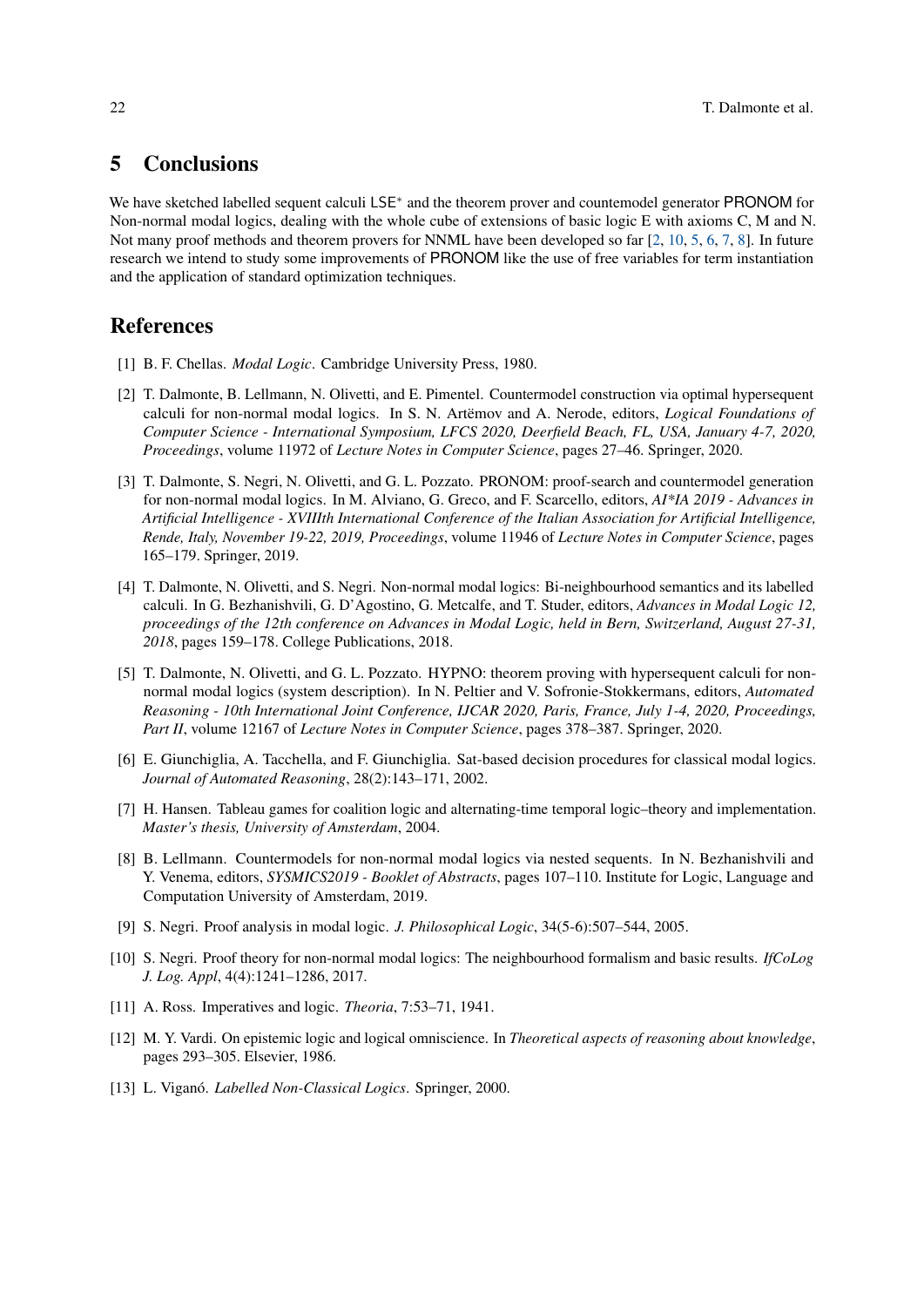## 5 Conclusions

We have sketched labelled sequent calculi $\mathsf{LSE}^*$ and the theorem prover and countemodel generator PRONOM for Non-normal modal logics, dealing with the whole cube of extensions of basic logic E with axioms C, M and N. Not many proof methods and theorem provers for NNML have been developed so far [2, 10, 5, 6, 7, 8]. In future research we intend to study some improvements of PRONOM like the use of free variables for term instantiation and the application of standard optimization techniques.

## References

[1] B. F. Chellas. *Modal Logic*. Cambridge University Press, 1980.

[2] T. Dalmonte, B. Lellmann, N. Olivetti, and E. Pimentel. Countermodel construction via optimal hypersequent calculi for non-normal modal logics. In S. N. Artëmov and A. Nerode, editors, *Logical Foundations of Computer Science - International Symposium, LFCS 2020, Deerfield Beach, FL, USA, January 4-7, 2020, Proceedings*, volume 11972 of *Lecture Notes in Computer Science*, pages 27–46. Springer, 2020.

[3] T. Dalmonte, S. Negri, N. Olivetti, and G. L. Pozzato. PRONOM: proof-search and countermodel generation for non-normal modal logics. In M. Alviano, G. Greco, and F. Scarcello, editors, *AI\*IA 2019 - Advances in Artificial Intelligence - XVIIIth International Conference of the Italian Association for Artificial Intelligence, Rende, Italy, November 19-22, 2019, Proceedings*, volume 11946 of *Lecture Notes in Computer Science*, pages 165–179. Springer, 2019.

[4] T. Dalmonte, N. Olivetti, and S. Negri. Non-normal modal logics: Bi-neighbourhood semantics and its labelled calculi. In G. Bezhanishvili, G. D'Agostino, G. Metcalfe, and T. Studer, editors, *Advances in Modal Logic 12, proceedings of the 12th conference on Advances in Modal Logic, held in Bern, Switzerland, August 27-31, 2018*, pages 159–178. College Publications, 2018.

[5] T. Dalmonte, N. Olivetti, and G. L. Pozzato. HYPNO: theorem proving with hypersequent calculi for non-normal modal logics (system description). In N. Peltier and V. Sofronie-Stokkermans, editors, *Automated Reasoning - 10th International Joint Conference, IJCAR 2020, Paris, France, July 1-4, 2020, Proceedings, Part II*, volume 12167 of *Lecture Notes in Computer Science*, pages 378–387. Springer, 2020.

[6] E. Giunchiglia, A. Tacchella, and F. Giunchiglia. Sat-based decision procedures for classical modal logics. *Journal of Automated Reasoning*, 28(2):143–171, 2002.

[7] H. Hansen. Tableau games for coalition logic and alternating-time temporal logic–theory and implementation. *Master's thesis, University of Amsterdam*, 2004.

[8] B. Lellmann. Countermodels for non-normal modal logics via nested sequents. In N. Bezhanishvili and Y. Venema, editors, *SYSMICS2019 - Booklet of Abstracts*, pages 107–110. Institute for Logic, Language and Computation University of Amsterdam, 2019.

[9] S. Negri. Proof analysis in modal logic. *J. Philosophical Logic*, 34(5-6):507–544, 2005.

[10] S. Negri. Proof theory for non-normal modal logics: The neighbourhood formalism and basic results. *IfCoLog J. Log. Appl*, 4(4):1241–1286, 2017.

[11] A. Ross. Imperatives and logic. *Theoria*, 7:53–71, 1941.

[12] M. Y. Vardi. On epistemic logic and logical omniscience. In *Theoretical aspects of reasoning about knowledge*, pages 293–305. Elsevier, 1986.

[13] L. Viganó. *Labelled Non-Classical Logics*. Springer, 2000.